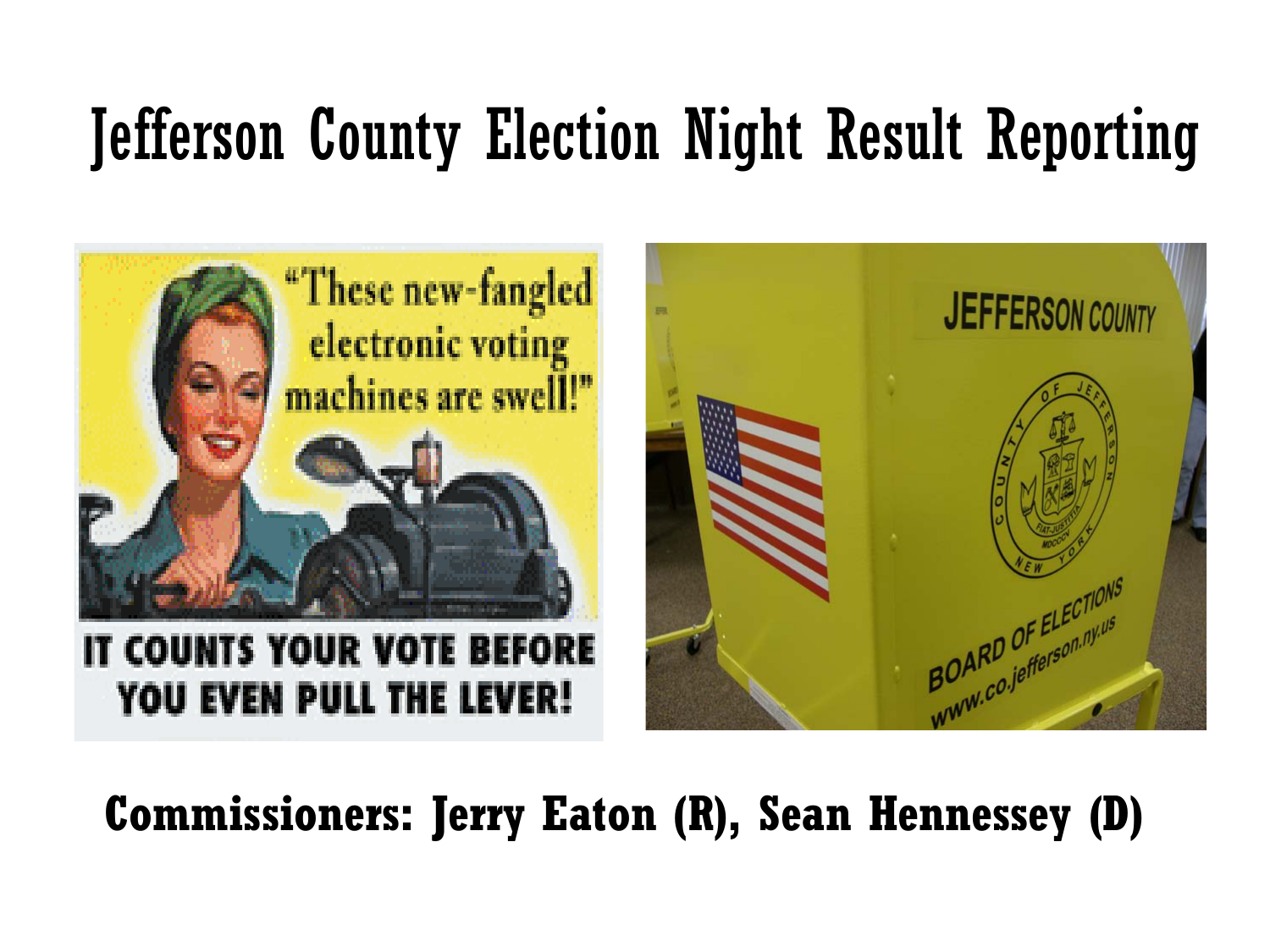# Jefferson County Election Night Result Reporting

**Commissioners: Jerry Eaton (R), Sean Hennessey (D)**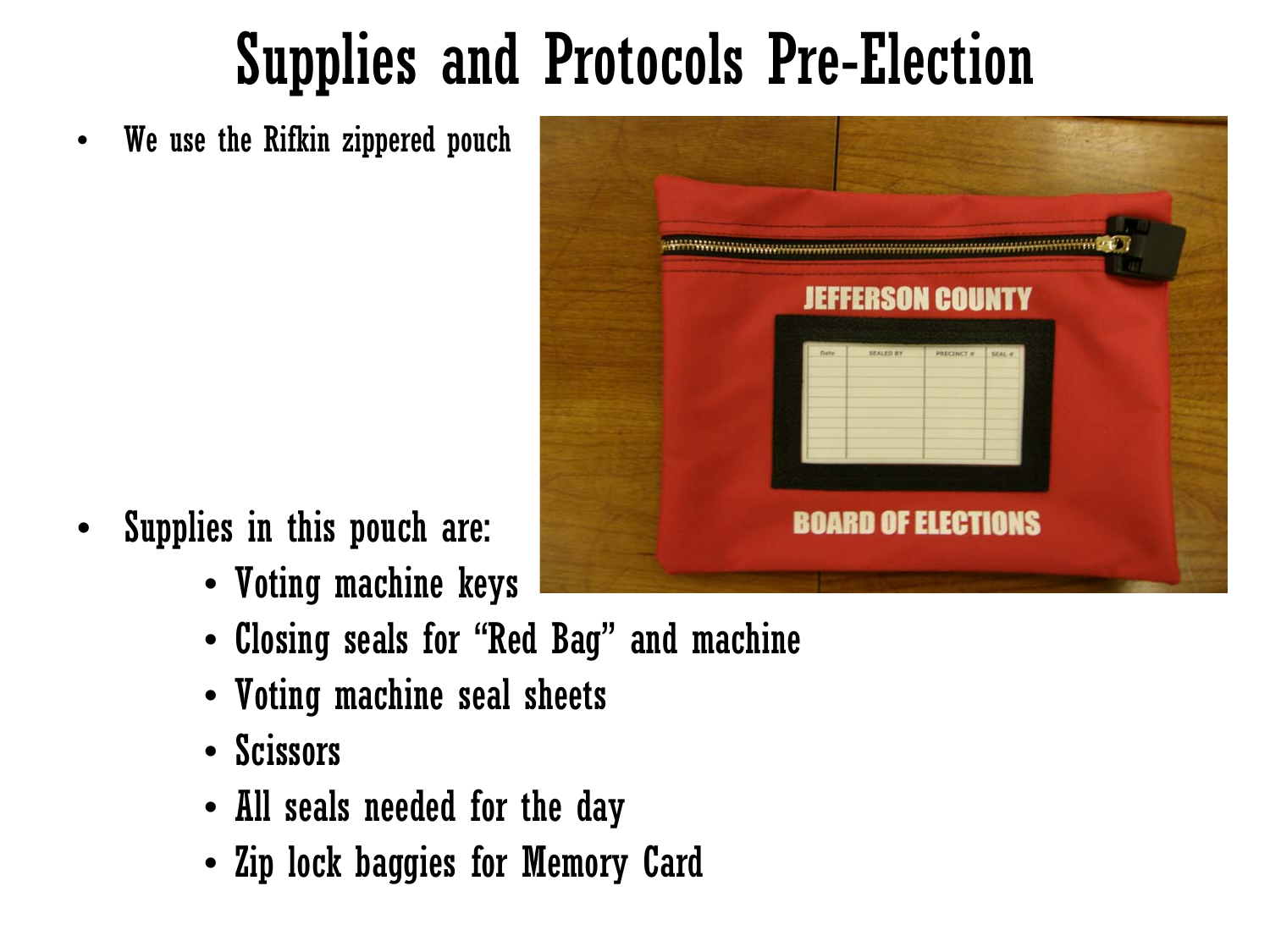# Supplies and Protocols Pre-Election

- We use the Rifkin zippered pouch

- Supplies in this pouch are:
  - Voting machine keys
  - Closing seals for "Red Bag" and machine
  - Voting machine seal sheets
  - Scissors
  - All seals needed for the day
  - Zip lock baggies for Memory Card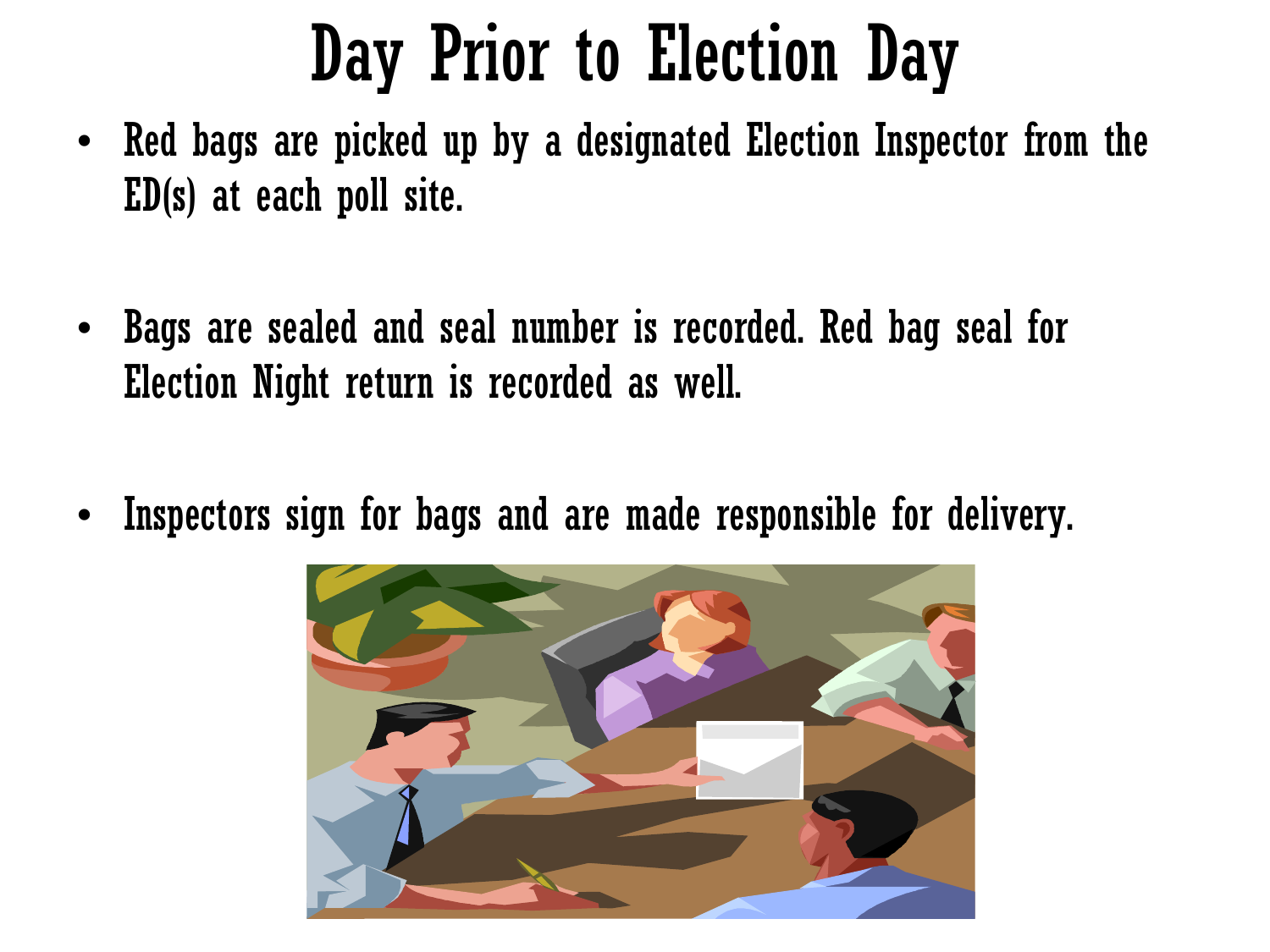# Day Prior to Election Day

- Red bags are picked up by a designated Election Inspector from the ED(s) at each poll site.
- Bags are sealed and seal number is recorded. Red bag seal for Election Night return is recorded as well.
- Inspectors sign for bags and are made responsible for delivery.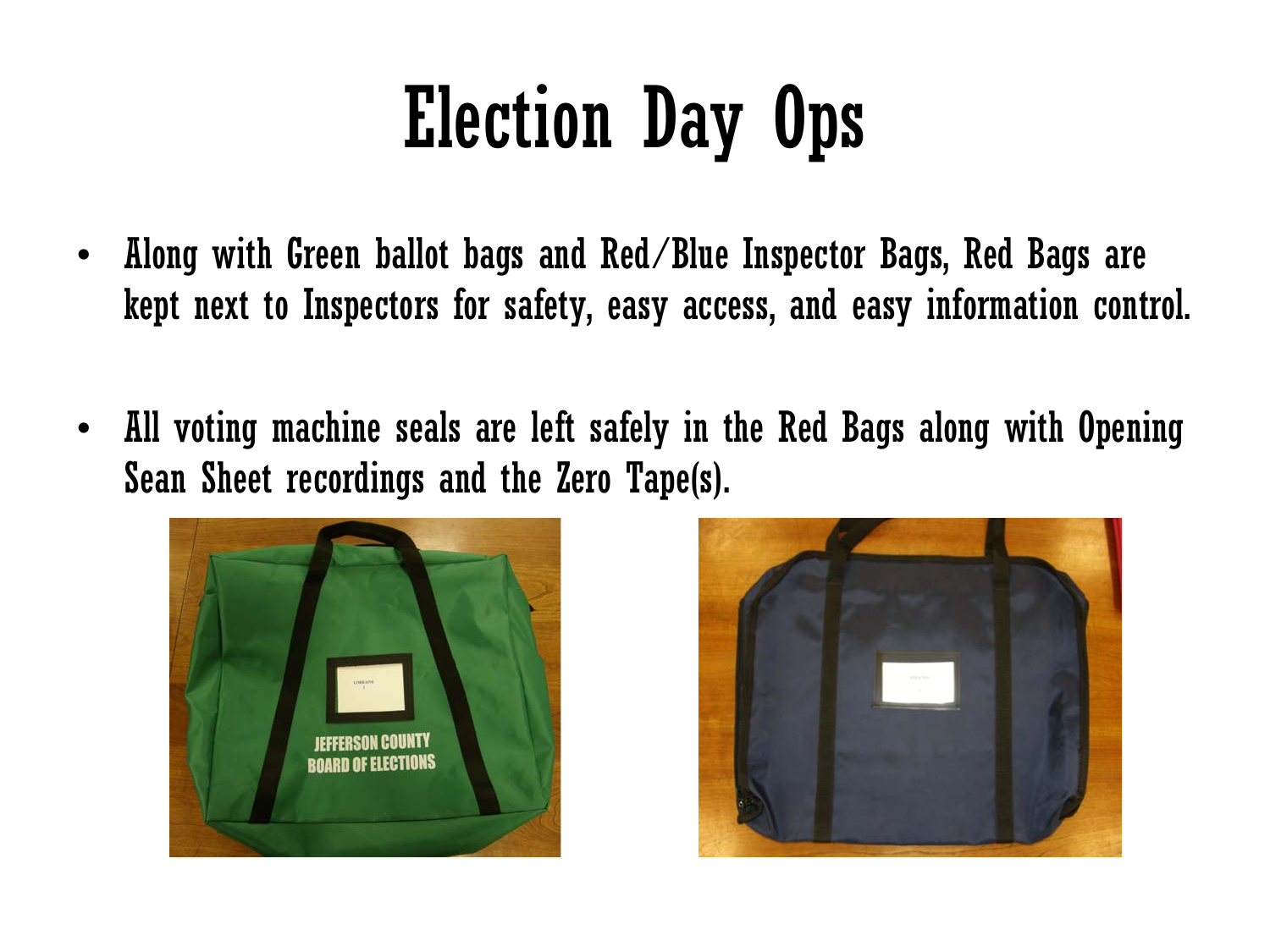# Election Day Ops

- Along with Green ballot bags and Red/Blue Inspector Bags, Red Bags are kept next to Inspectors for safety, easy access, and easy information control.

- All voting machine seals are left safely in the Red Bags along with Opening Sean Sheet recordings and the Zero Tape(s).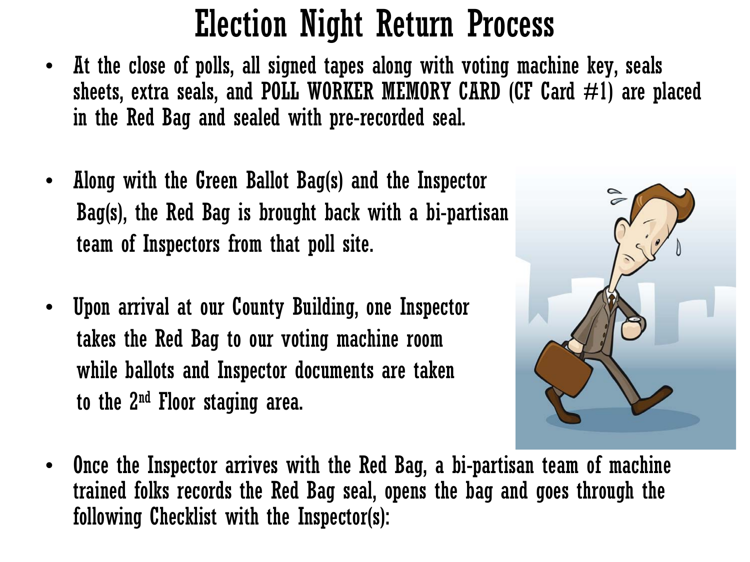# Election Night Return Process

- At the close of polls, all signed tapes along with voting machine key, seals sheets, extra seals, and POLL WORKER MEMORY CARD (CF Card #1) are placed in the Red Bag and sealed with pre-recorded seal.
- Along with the Green Ballot Bag(s) and the Inspector Bag(s), the Red Bag is brought back with a bi-partisan team of Inspectors from that poll site.
- Upon arrival at our County Building, one Inspector takes the Red Bag to our voting machine room while ballots and Inspector documents are taken to the 2nd Floor staging area.
- Once the Inspector arrives with the Red Bag, a bi-partisan team of machine trained folks records the Red Bag seal, opens the bag and goes through the following Checklist with the Inspector(s):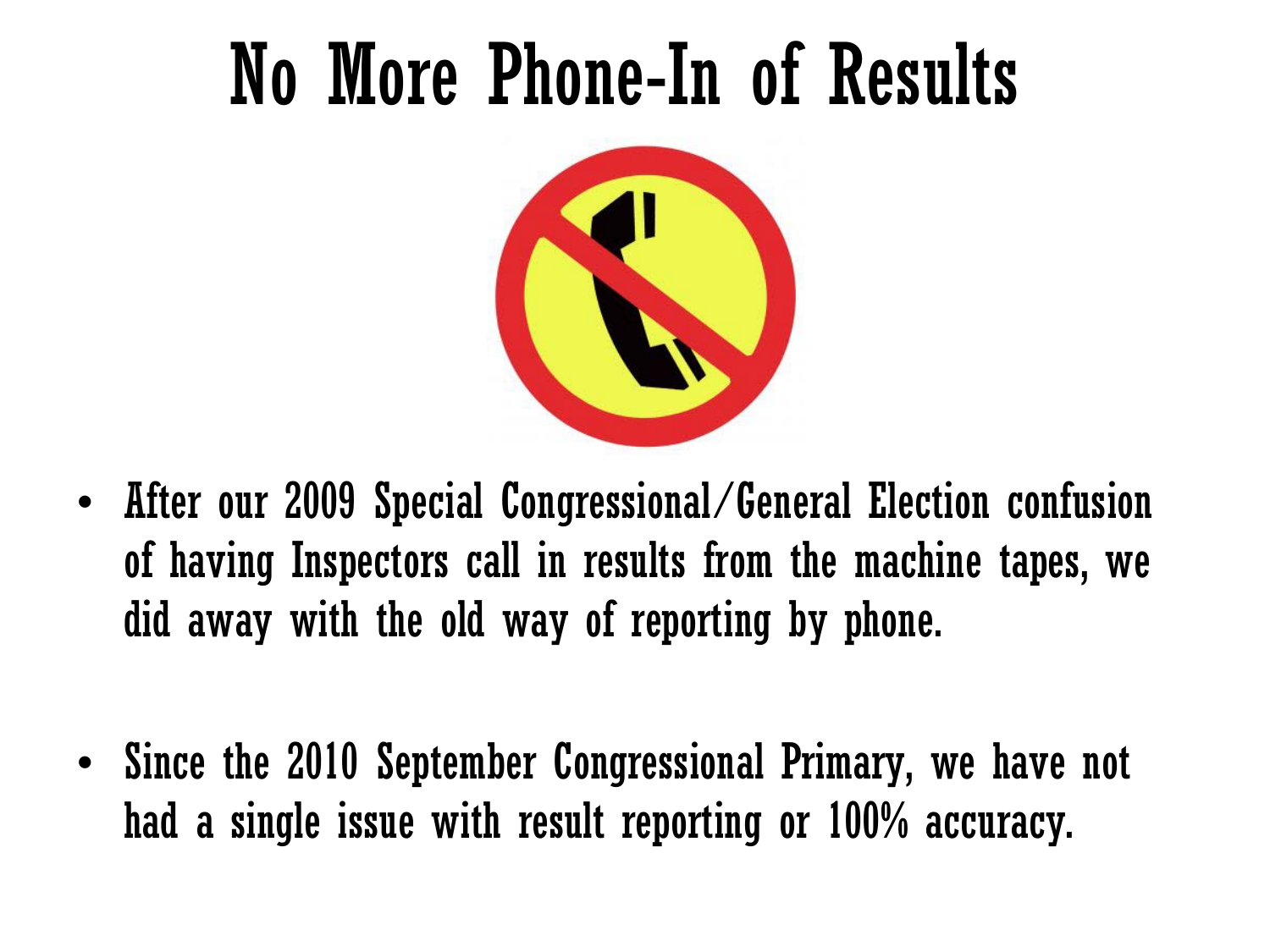# No More Phone-In of Results

- After our 2009 Special Congressional/General Election confusion of having Inspectors call in results from the machine tapes, we did away with the old way of reporting by phone.

- Since the 2010 September Congressional Primary, we have not had a single issue with result reporting or 100% accuracy.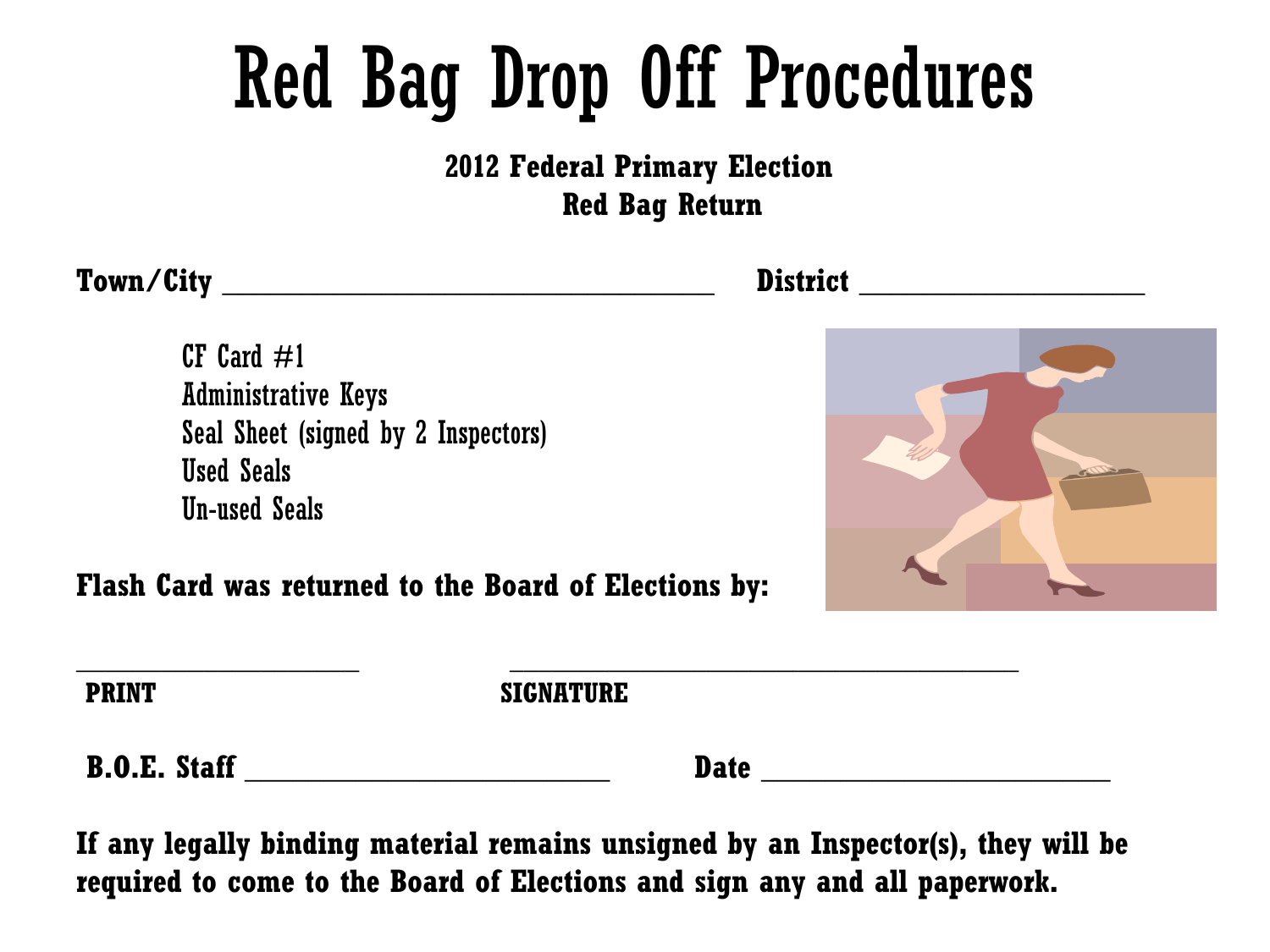# Red Bag Drop Off Procedures

**2012 Federal Primary Election**
**Red Bag Return**

**Town/City** ______________________________ **District** ____________________

- CF Card #1
- Administrative Keys
- Seal Sheet (signed by 2 Inspectors)
- Used Seals
- Un-used Seals

**Flash Card was returned to the Board of Elections by:**

____________________ ______________________________

**PRINT** **SIGNATURE**

**B.O.E. Staff** ________________________ **Date** ________________________

**If any legally binding material remains unsigned by an Inspector(s), they will be required to come to the Board of Elections and sign any and all paperwork.**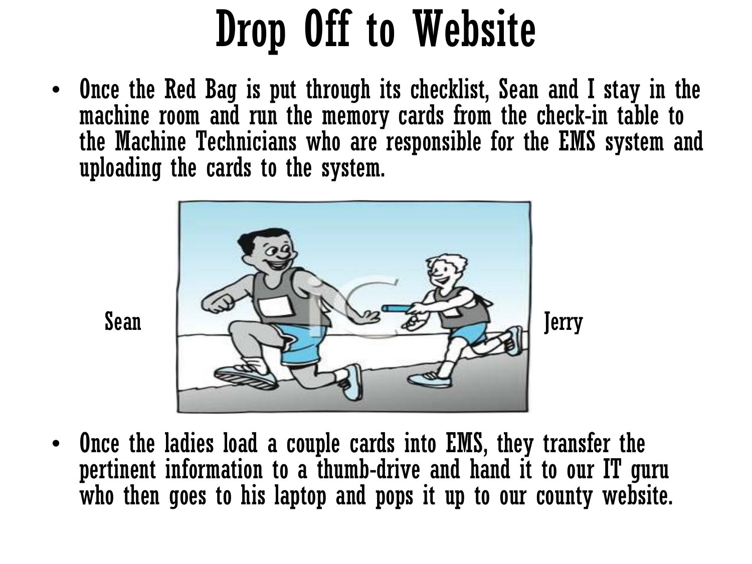# Drop Off to Website

- Once the Red Bag is put through its checklist, Sean and I stay in the machine room and run the memory cards from the check-in table to the Machine Technicians who are responsible for the EMS system and uploading the cards to the system.

Sean

Jerry

- Once the ladies load a couple cards into EMS, they transfer the pertinent information to a thumb-drive and hand it to our IT guru who then goes to his laptop and pops it up to our county website.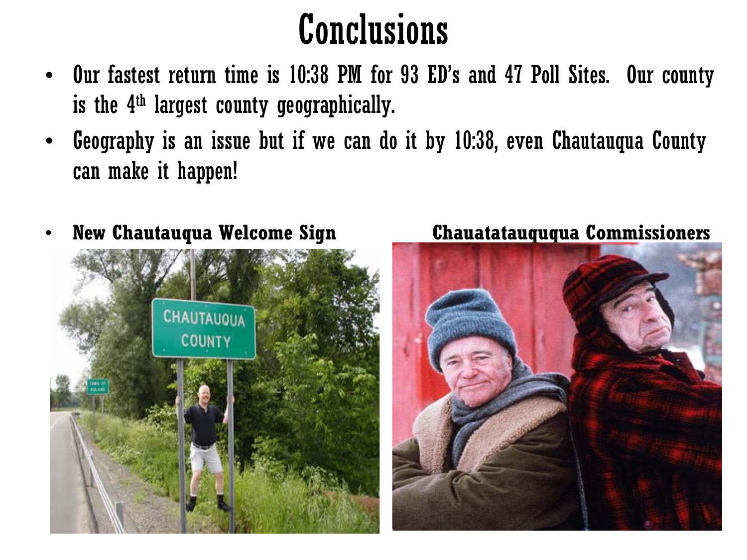# Conclusions

- Our fastest return time is 10:38 PM for 93 ED's and 47 Poll Sites. Our county is the 4th largest county geographically.
- Geography is an issue but if we can do it by 10:38, even Chautauqua County can make it happen!
- **New Chautauqua Welcome Sign**

**Chauatatauququa Commissioners**